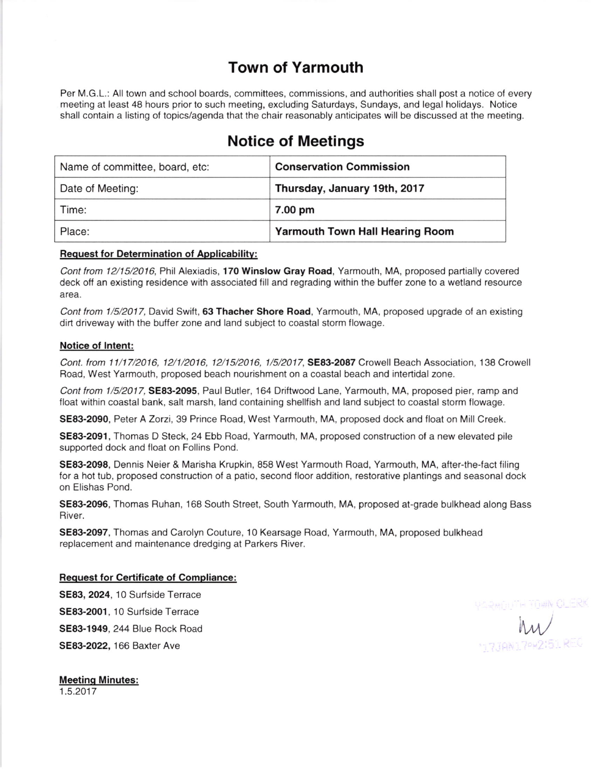# Town of Yarmouth

Per M.G.L.: All town and school boards, committees, commissions, and authorities shall post a notice of every meeting at least 48 hours prior to such meeting, excluding Saturdays, Sundays, and legal holidays. Notice shall contain a listing of topics/agenda that the chair reasonably anticipates will be discussed at the meeting.

# Notice of Meetings

| Name of committee, board, etc: | **Conservation Commission** |
|---|---|
| Date of Meeting: | **Thursday, January 19th, 2017** |
| Time: | **7.00 pm** |
| Place: | **Yarmouth Town Hall Hearing Room** |

**Request for Determination of Applicability:**

*Cont from 12/15/2016,* Phil Alexiadis, **170 Winslow Gray Road**, Yarmouth, MA, proposed partially covered deck off an existing residence with associated fill and regrading within the buffer zone to a wetland resource area.

*Cont from 1/5/2017,* David Swift, **63 Thacher Shore Road**, Yarmouth, MA, proposed upgrade of an existing dirt driveway with the buffer zone and land subject to coastal storm flowage.

**Notice of Intent:**

*Cont. from 11/17/2016, 12/1/2016, 12/15/2016, 1/5/2017,* **SE83-2087** Crowell Beach Association, 138 Crowell Road, West Yarmouth, proposed beach nourishment on a coastal beach and intertidal zone.

*Cont from 1/5/2017,* **SE83-2095**, Paul Butler, 164 Driftwood Lane, Yarmouth, MA, proposed pier, ramp and float within coastal bank, salt marsh, land containing shellfish and land subject to coastal storm flowage.

**SE83-2090**, Peter A Zorzi, 39 Prince Road, West Yarmouth, MA, proposed dock and float on Mill Creek.

**SE83-2091**, Thomas D Steck, 24 Ebb Road, Yarmouth, MA, proposed construction of a new elevated pile supported dock and float on Follins Pond.

**SE83-2098**, Dennis Neier & Marisha Krupkin, 858 West Yarmouth Road, Yarmouth, MA, after-the-fact filing for a hot tub, proposed construction of a patio, second floor addition, restorative plantings and seasonal dock on Elishas Pond.

**SE83-2096**, Thomas Ruhan, 168 South Street, South Yarmouth, MA, proposed at-grade bulkhead along Bass River.

**SE83-2097**, Thomas and Carolyn Couture, 10 Kearsage Road, Yarmouth, MA, proposed bulkhead replacement and maintenance dredging at Parkers River.

**Request for Certificate of Compliance:**

**SE83, 2024**, 10 Surfside Terrace

**SE83-2001**, 10 Surfside Terrace

**SE83-1949**, 244 Blue Rock Road

**SE83-2022**, 166 Baxter Ave

YARMOUTH TOWN CLERK
'17JAN17PM2:51 REC

**Meeting Minutes:**
1.5.2017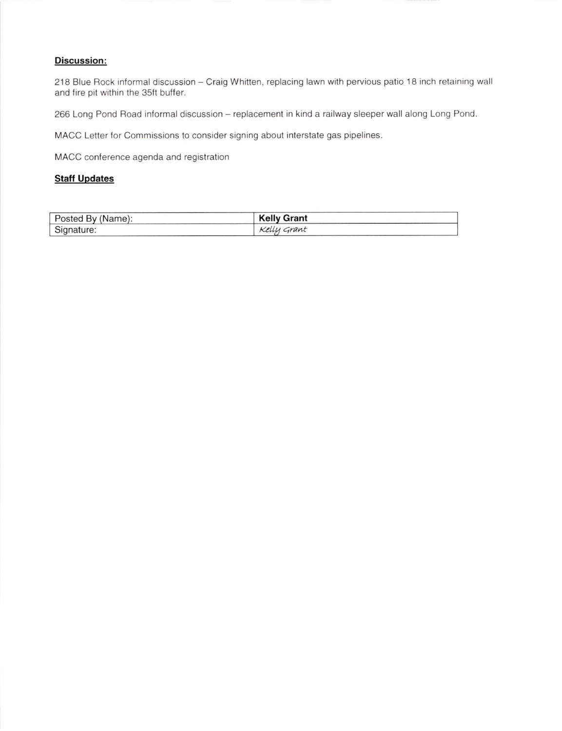**Discussion:**

218 Blue Rock informal discussion – Craig Whitten, replacing lawn with pervious patio 18 inch retaining wall and fire pit within the 35ft buffer.

266 Long Pond Road informal discussion – replacement in kind a railway sleeper wall along Long Pond.

MACC Letter for Commissions to consider signing about interstate gas pipelines.

MACC conference agenda and registration

**Staff Updates**

| | |
|---|---|
| Posted By (Name): | **Kelly Grant** |
| Signature: | *Kelly Grant* |